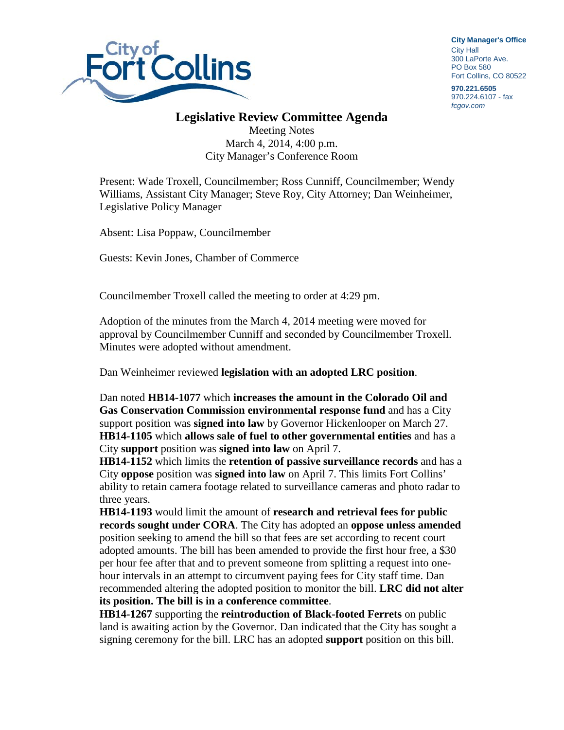**City Manager's Office**
City Hall
300 LaPorte Ave.
PO Box 580
Fort Collins, CO 80522

**970.221.6505**
970.224.6107 - fax
*fcgov.com*

# Legislative Review Committee Agenda

Meeting Notes
March 4, 2014, 4:00 p.m.
City Manager's Conference Room

Present: Wade Troxell, Councilmember; Ross Cunniff, Councilmember; Wendy Williams, Assistant City Manager; Steve Roy, City Attorney; Dan Weinheimer, Legislative Policy Manager

Absent: Lisa Poppaw, Councilmember

Guests: Kevin Jones, Chamber of Commerce

Councilmember Troxell called the meeting to order at 4:29 pm.

Adoption of the minutes from the March 4, 2014 meeting were moved for approval by Councilmember Cunniff and seconded by Councilmember Troxell. Minutes were adopted without amendment.

Dan Weinheimer reviewed **legislation with an adopted LRC position**.

Dan noted **HB14-1077** which **increases the amount in the Colorado Oil and Gas Conservation Commission environmental response fund** and has a City support position was **signed into law** by Governor Hickenlooper on March 27.
**HB14-1105** which **allows sale of fuel to other governmental entities** and has a City **support** position was **signed into law** on April 7.
**HB14-1152** which limits the **retention of passive surveillance records** and has a City **oppose** position was **signed into law** on April 7. This limits Fort Collins' ability to retain camera footage related to surveillance cameras and photo radar to three years.
**HB14-1193** would limit the amount of **research and retrieval fees for public records sought under CORA**. The City has adopted an **oppose unless amended** position seeking to amend the bill so that fees are set according to recent court adopted amounts. The bill has been amended to provide the first hour free, a $30 per hour fee after that and to prevent someone from splitting a request into one-hour intervals in an attempt to circumvent paying fees for City staff time. Dan recommended altering the adopted position to monitor the bill. **LRC did not alter its position. The bill is in a conference committee**.
**HB14-1267** supporting the **reintroduction of Black-footed Ferrets** on public land is awaiting action by the Governor. Dan indicated that the City has sought a signing ceremony for the bill. LRC has an adopted **support** position on this bill.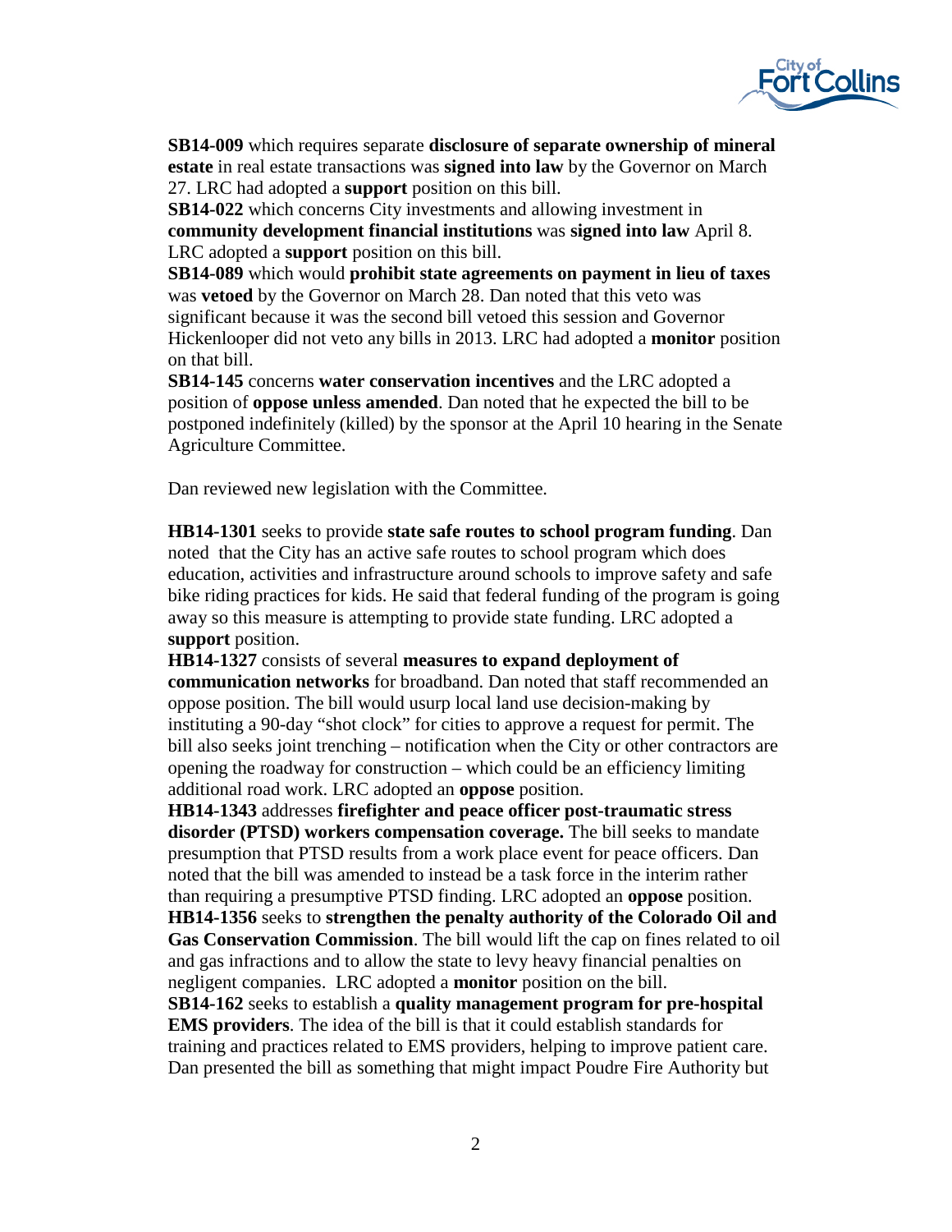**SB14-009** which requires separate **disclosure of separate ownership of mineral estate** in real estate transactions was **signed into law** by the Governor on March 27. LRC had adopted a **support** position on this bill.

**SB14-022** which concerns City investments and allowing investment in **community development financial institutions** was **signed into law** April 8. LRC adopted a **support** position on this bill.

**SB14-089** which would **prohibit state agreements on payment in lieu of taxes** was **vetoed** by the Governor on March 28. Dan noted that this veto was significant because it was the second bill vetoed this session and Governor Hickenlooper did not veto any bills in 2013. LRC had adopted a **monitor** position on that bill.

**SB14-145** concerns **water conservation incentives** and the LRC adopted a position of **oppose unless amended**. Dan noted that he expected the bill to be postponed indefinitely (killed) by the sponsor at the April 10 hearing in the Senate Agriculture Committee.

Dan reviewed new legislation with the Committee.

**HB14-1301** seeks to provide **state safe routes to school program funding**. Dan noted that the City has an active safe routes to school program which does education, activities and infrastructure around schools to improve safety and safe bike riding practices for kids. He said that federal funding of the program is going away so this measure is attempting to provide state funding. LRC adopted a **support** position.

**HB14-1327** consists of several **measures to expand deployment of communication networks** for broadband. Dan noted that staff recommended an oppose position. The bill would usurp local land use decision-making by instituting a 90-day "shot clock" for cities to approve a request for permit. The bill also seeks joint trenching – notification when the City or other contractors are opening the roadway for construction – which could be an efficiency limiting additional road work. LRC adopted an **oppose** position.

**HB14-1343** addresses **firefighter and peace officer post-traumatic stress disorder (PTSD) workers compensation coverage.** The bill seeks to mandate presumption that PTSD results from a work place event for peace officers. Dan noted that the bill was amended to instead be a task force in the interim rather than requiring a presumptive PTSD finding. LRC adopted an **oppose** position.

**HB14-1356** seeks to **strengthen the penalty authority of the Colorado Oil and Gas Conservation Commission**. The bill would lift the cap on fines related to oil and gas infractions and to allow the state to levy heavy financial penalties on negligent companies. LRC adopted a **monitor** position on the bill.

**SB14-162** seeks to establish a **quality management program for pre-hospital EMS providers**. The idea of the bill is that it could establish standards for training and practices related to EMS providers, helping to improve patient care. Dan presented the bill as something that might impact Poudre Fire Authority but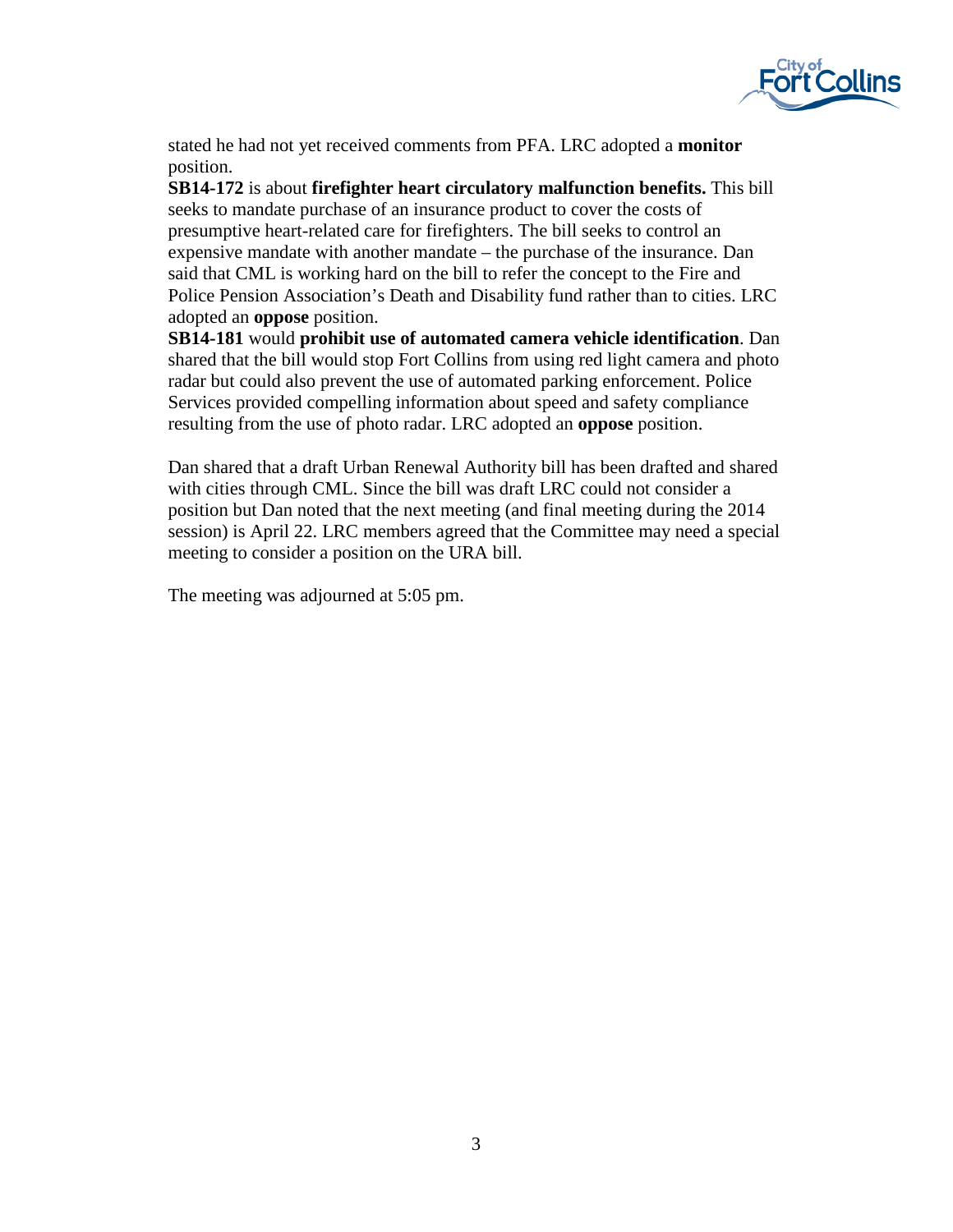stated he had not yet received comments from PFA. LRC adopted a **monitor** position.

**SB14-172** is about **firefighter heart circulatory malfunction benefits.** This bill seeks to mandate purchase of an insurance product to cover the costs of presumptive heart-related care for firefighters. The bill seeks to control an expensive mandate with another mandate – the purchase of the insurance. Dan said that CML is working hard on the bill to refer the concept to the Fire and Police Pension Association's Death and Disability fund rather than to cities. LRC adopted an **oppose** position.

**SB14-181** would **prohibit use of automated camera vehicle identification**. Dan shared that the bill would stop Fort Collins from using red light camera and photo radar but could also prevent the use of automated parking enforcement. Police Services provided compelling information about speed and safety compliance resulting from the use of photo radar. LRC adopted an **oppose** position.

Dan shared that a draft Urban Renewal Authority bill has been drafted and shared with cities through CML. Since the bill was draft LRC could not consider a position but Dan noted that the next meeting (and final meeting during the 2014 session) is April 22. LRC members agreed that the Committee may need a special meeting to consider a position on the URA bill.

The meeting was adjourned at 5:05 pm.